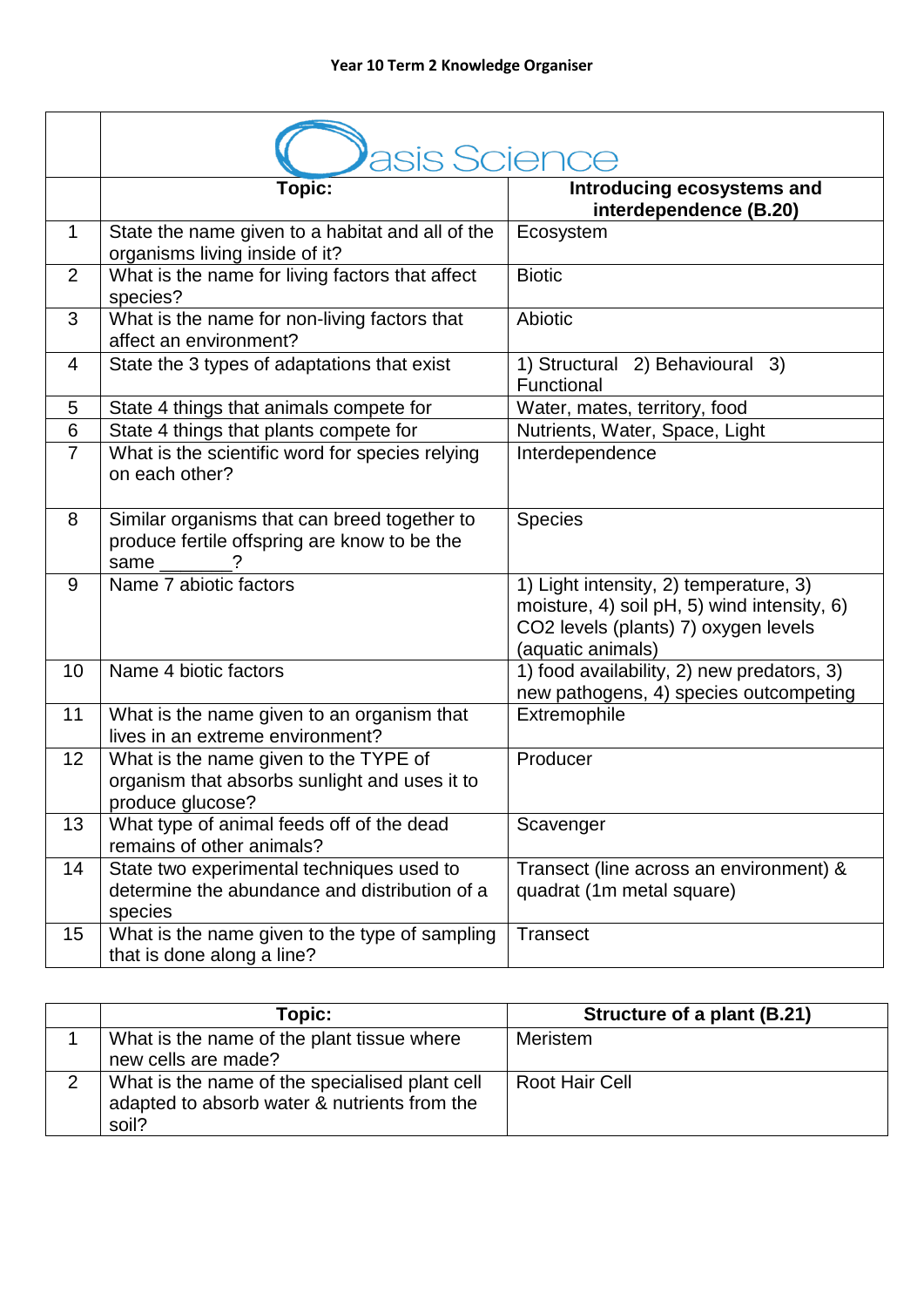**Year 10 Term 2 Knowledge Organiser**

| | Oasis Science | |
|---|---|---|
| | **Topic:** | **Introducing ecosystems and interdependence (B.20)** |
| 1 | State the name given to a habitat and all of the organisms living inside of it? | Ecosystem |
| 2 | What is the name for living factors that affect species? | Biotic |
| 3 | What is the name for non-living factors that affect an environment? | Abiotic |
| 4 | State the 3 types of adaptations that exist | 1) Structural 2) Behavioural 3) Functional |
| 5 | State 4 things that animals compete for | Water, mates, territory, food |
| 6 | State 4 things that plants compete for | Nutrients, Water, Space, Light |
| 7 | What is the scientific word for species relying on each other? | Interdependence |
| 8 | Similar organisms that can breed together to produce fertile offspring are know to be the same _______? | Species |
| 9 | Name 7 abiotic factors | 1) Light intensity, 2) temperature, 3) moisture, 4) soil pH, 5) wind intensity, 6) $CO_2$ levels (plants) 7) oxygen levels (aquatic animals) |
| 10 | Name 4 biotic factors | 1) food availability, 2) new predators, 3) new pathogens, 4) species outcompeting |
| 11 | What is the name given to an organism that lives in an extreme environment? | Extremophile |
| 12 | What is the name given to the TYPE of organism that absorbs sunlight and uses it to produce glucose? | Producer |
| 13 | What type of animal feeds off of the dead remains of other animals? | Scavenger |
| 14 | State two experimental techniques used to determine the abundance and distribution of a species | Transect (line across an environment) & quadrat (1m metal square) |
| 15 | What is the name given to the type of sampling that is done along a line? | Transect |

| | **Topic:** | **Structure of a plant (B.21)** |
|---|---|---|
| 1 | What is the name of the plant tissue where new cells are made? | Meristem |
| 2 | What is the name of the specialised plant cell adapted to absorb water & nutrients from the soil? | Root Hair Cell |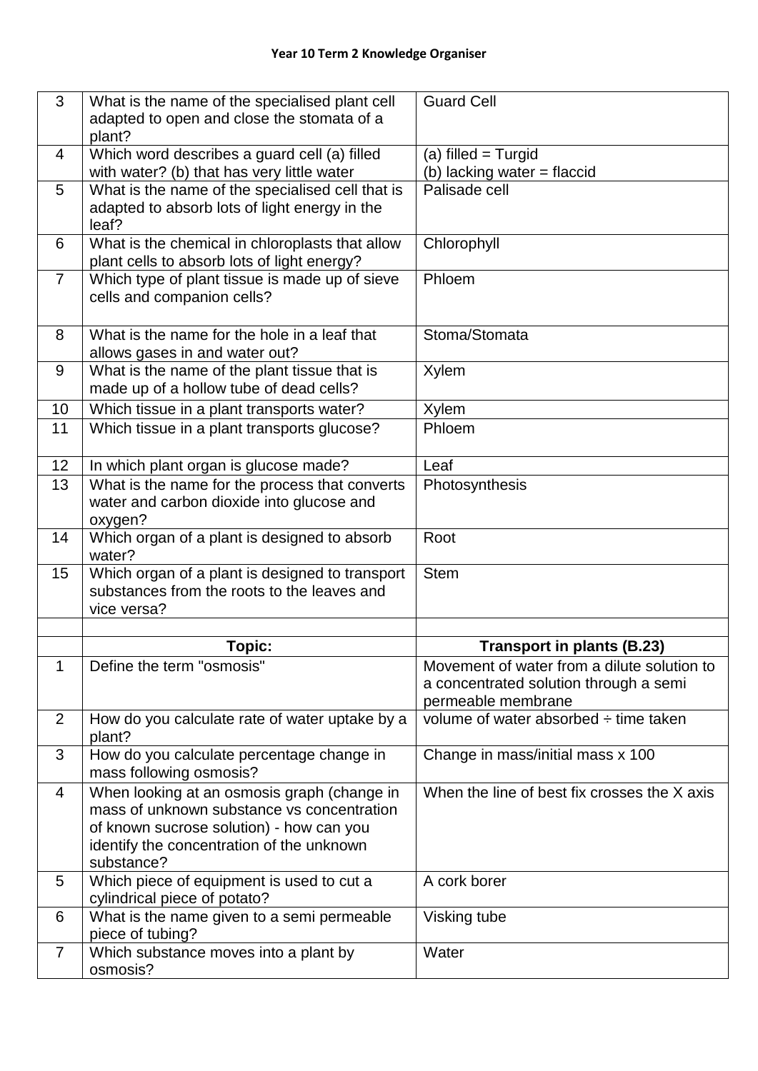**Year 10 Term 2 Knowledge Organiser**

| | | |
|---|---|---|
| 3 | What is the name of the specialised plant cell adapted to open and close the stomata of a plant? | Guard Cell |
| 4 | Which word describes a guard cell (a) filled with water? (b) that has very little water | (a) filled = Turgid<br>(b) lacking water = flaccid |
| 5 | What is the name of the specialised cell that is adapted to absorb lots of light energy in the leaf? | Palisade cell |
| 6 | What is the chemical in chloroplasts that allow plant cells to absorb lots of light energy? | Chlorophyll |
| 7 | Which type of plant tissue is made up of sieve cells and companion cells? | Phloem |
| 8 | What is the name for the hole in a leaf that allows gases in and water out? | Stoma/Stomata |
| 9 | What is the name of the plant tissue that is made up of a hollow tube of dead cells? | Xylem |
| 10 | Which tissue in a plant transports water? | Xylem |
| 11 | Which tissue in a plant transports glucose? | Phloem |
| 12 | In which plant organ is glucose made? | Leaf |
| 13 | What is the name for the process that converts water and carbon dioxide into glucose and oxygen? | Photosynthesis |
| 14 | Which organ of a plant is designed to absorb water? | Root |
| 15 | Which organ of a plant is designed to transport substances from the roots to the leaves and vice versa? | Stem |
| | | |
| | **Topic:** | **Transport in plants (B.23)** |
| 1 | Define the term "osmosis" | Movement of water from a dilute solution to a concentrated solution through a semi permeable membrane |
| 2 | How do you calculate rate of water uptake by a plant? | volume of water absorbed ÷ time taken |
| 3 | How do you calculate percentage change in mass following osmosis? | Change in mass/initial mass x 100 |
| 4 | When looking at an osmosis graph (change in mass of unknown substance vs concentration of known sucrose solution) - how can you identify the concentration of the unknown substance? | When the line of best fix crosses the X axis |
| 5 | Which piece of equipment is used to cut a cylindrical piece of potato? | A cork borer |
| 6 | What is the name given to a semi permeable piece of tubing? | Visking tube |
| 7 | Which substance moves into a plant by osmosis? | Water |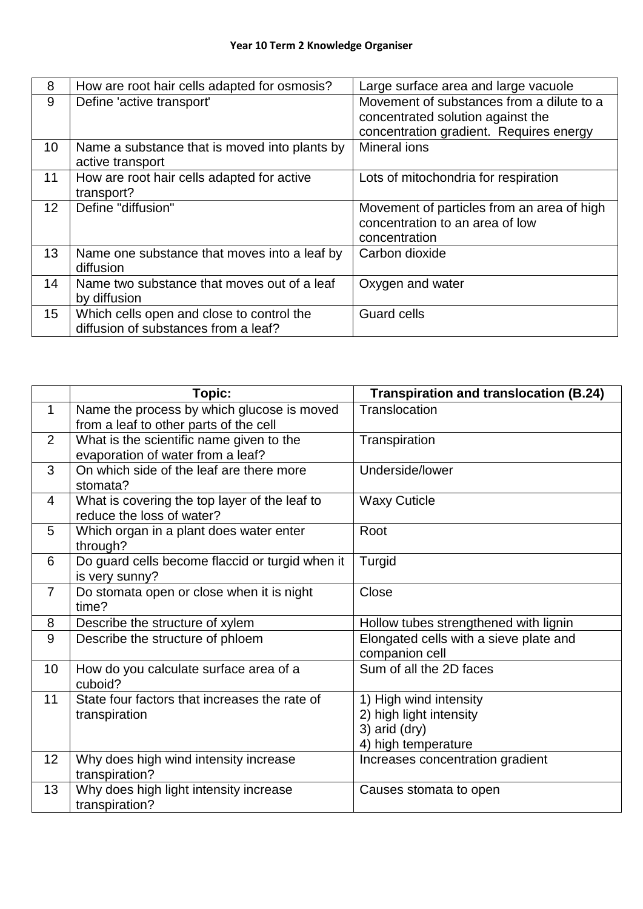**Year 10 Term 2 Knowledge Organiser**

| | | |
|---|---|---|
| 8 | How are root hair cells adapted for osmosis? | Large surface area and large vacuole |
| 9 | Define 'active transport' | Movement of substances from a dilute to a concentrated solution against the concentration gradient. Requires energy |
| 10 | Name a substance that is moved into plants by active transport | Mineral ions |
| 11 | How are root hair cells adapted for active transport? | Lots of mitochondria for respiration |
| 12 | Define "diffusion" | Movement of particles from an area of high concentration to an area of low concentration |
| 13 | Name one substance that moves into a leaf by diffusion | Carbon dioxide |
| 14 | Name two substance that moves out of a leaf by diffusion | Oxygen and water |
| 15 | Which cells open and close to control the diffusion of substances from a leaf? | Guard cells |

| | **Topic:** | **Transpiration and translocation (B.24)** |
|---|---|---|
| 1 | Name the process by which glucose is moved from a leaf to other parts of the cell | Translocation |
| 2 | What is the scientific name given to the evaporation of water from a leaf? | Transpiration |
| 3 | On which side of the leaf are there more stomata? | Underside/lower |
| 4 | What is covering the top layer of the leaf to reduce the loss of water? | Waxy Cuticle |
| 5 | Which organ in a plant does water enter through? | Root |
| 6 | Do guard cells become flaccid or turgid when it is very sunny? | Turgid |
| 7 | Do stomata open or close when it is night time? | Close |
| 8 | Describe the structure of xylem | Hollow tubes strengthened with lignin |
| 9 | Describe the structure of phloem | Elongated cells with a sieve plate and companion cell |
| 10 | How do you calculate surface area of a cuboid? | Sum of all the 2D faces |
| 11 | State four factors that increases the rate of transpiration | 1) High wind intensity<br>2) high light intensity<br>3) arid (dry)<br>4) high temperature |
| 12 | Why does high wind intensity increase transpiration? | Increases concentration gradient |
| 13 | Why does high light intensity increase transpiration? | Causes stomata to open |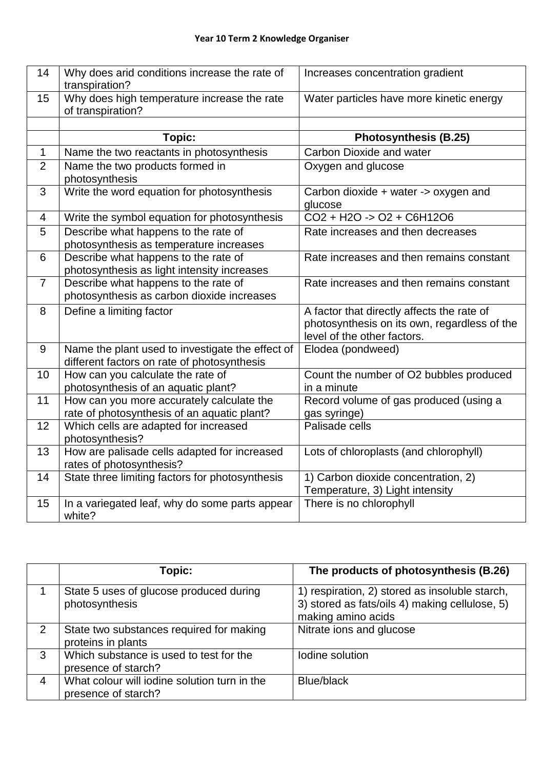**Year 10 Term 2 Knowledge Organiser**

| | | |
|---|---|---|
| 14 | Why does arid conditions increase the rate of transpiration? | Increases concentration gradient |
| 15 | Why does high temperature increase the rate of transpiration? | Water particles have more kinetic energy |
| | | |
| | **Topic:** | **Photosynthesis (B.25)** |
| 1 | Name the two reactants in photosynthesis | Carbon Dioxide and water |
| 2 | Name the two products formed in photosynthesis | Oxygen and glucose |
| 3 | Write the word equation for photosynthesis | Carbon dioxide + water -> oxygen and glucose |
| 4 | Write the symbol equation for photosynthesis | $CO_2 + H_2O \rightarrow O_2 + C_6H_{12}O_6$ |
| 5 | Describe what happens to the rate of photosynthesis as temperature increases | Rate increases and then decreases |
| 6 | Describe what happens to the rate of photosynthesis as light intensity increases | Rate increases and then remains constant |
| 7 | Describe what happens to the rate of photosynthesis as carbon dioxide increases | Rate increases and then remains constant |
| 8 | Define a limiting factor | A factor that directly affects the rate of photosynthesis on its own, regardless of the level of the other factors. |
| 9 | Name the plant used to investigate the effect of different factors on rate of photosynthesis | Elodea (pondweed) |
| 10 | How can you calculate the rate of photosynthesis of an aquatic plant? | Count the number of $O_2$ bubbles produced in a minute |
| 11 | How can you more accurately calculate the rate of photosynthesis of an aquatic plant? | Record volume of gas produced (using a gas syringe) |
| 12 | Which cells are adapted for increased photosynthesis? | Palisade cells |
| 13 | How are palisade cells adapted for increased rates of photosynthesis? | Lots of chloroplasts (and chlorophyll) |
| 14 | State three limiting factors for photosynthesis | 1) Carbon dioxide concentration, 2) Temperature, 3) Light intensity |
| 15 | In a variegated leaf, why do some parts appear white? | There is no chlorophyll |

| | **Topic:** | **The products of photosynthesis (B.26)** |
|---|---|---|
| 1 | State 5 uses of glucose produced during photosynthesis | 1) respiration, 2) stored as insoluble starch, 3) stored as fats/oils 4) making cellulose, 5) making amino acids |
| 2 | State two substances required for making proteins in plants | Nitrate ions and glucose |
| 3 | Which substance is used to test for the presence of starch? | Iodine solution |
| 4 | What colour will iodine solution turn in the presence of starch? | Blue/black |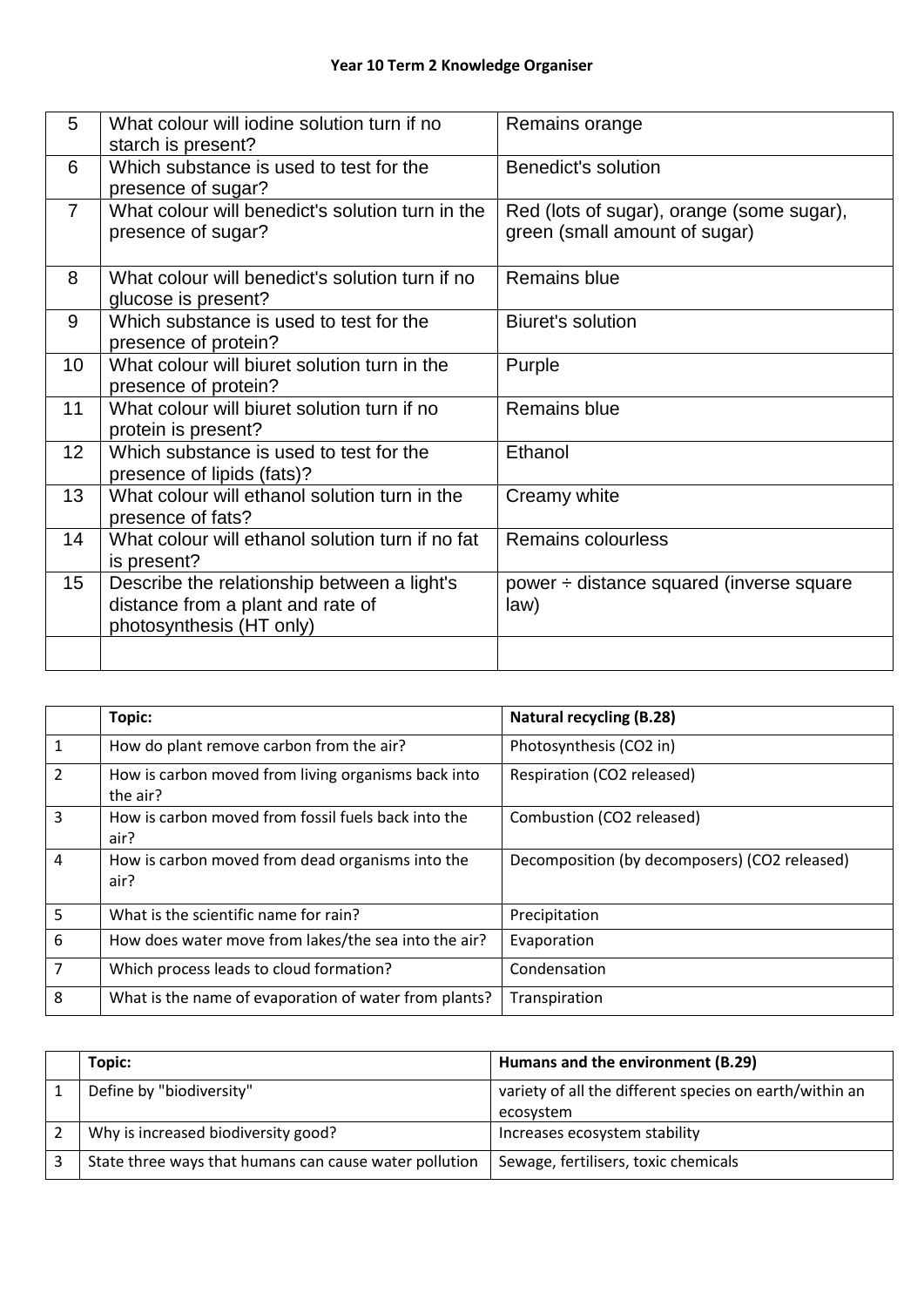**Year 10 Term 2 Knowledge Organiser**

| | | |
|---|---|---|
| 5 | What colour will iodine solution turn if no starch is present? | Remains orange |
| 6 | Which substance is used to test for the presence of sugar? | Benedict's solution |
| 7 | What colour will benedict's solution turn in the presence of sugar? | Red (lots of sugar), orange (some sugar), green (small amount of sugar) |
| 8 | What colour will benedict's solution turn if no glucose is present? | Remains blue |
| 9 | Which substance is used to test for the presence of protein? | Biuret's solution |
| 10 | What colour will biuret solution turn in the presence of protein? | Purple |
| 11 | What colour will biuret solution turn if no protein is present? | Remains blue |
| 12 | Which substance is used to test for the presence of lipids (fats)? | Ethanol |
| 13 | What colour will ethanol solution turn in the presence of fats? | Creamy white |
| 14 | What colour will ethanol solution turn if no fat is present? | Remains colourless |
| 15 | Describe the relationship between a light's distance from a plant and rate of photosynthesis (HT only) | power ÷ distance squared (inverse square law) |
| | | |

| | **Topic:** | **Natural recycling (B.28)** |
|---|---|---|
| 1 | How do plant remove carbon from the air? | Photosynthesis ($CO_2$ in) |
| 2 | How is carbon moved from living organisms back into the air? | Respiration ($CO_2$ released) |
| 3 | How is carbon moved from fossil fuels back into the air? | Combustion ($CO_2$ released) |
| 4 | How is carbon moved from dead organisms into the air? | Decomposition (by decomposers) ($CO_2$ released) |
| 5 | What is the scientific name for rain? | Precipitation |
| 6 | How does water move from lakes/the sea into the air? | Evaporation |
| 7 | Which process leads to cloud formation? | Condensation |
| 8 | What is the name of evaporation of water from plants? | Transpiration |

| | **Topic:** | **Humans and the environment (B.29)** |
|---|---|---|
| 1 | Define by "biodiversity" | variety of all the different species on earth/within an ecosystem |
| 2 | Why is increased biodiversity good? | Increases ecosystem stability |
| 3 | State three ways that humans can cause water pollution | Sewage, fertilisers, toxic chemicals |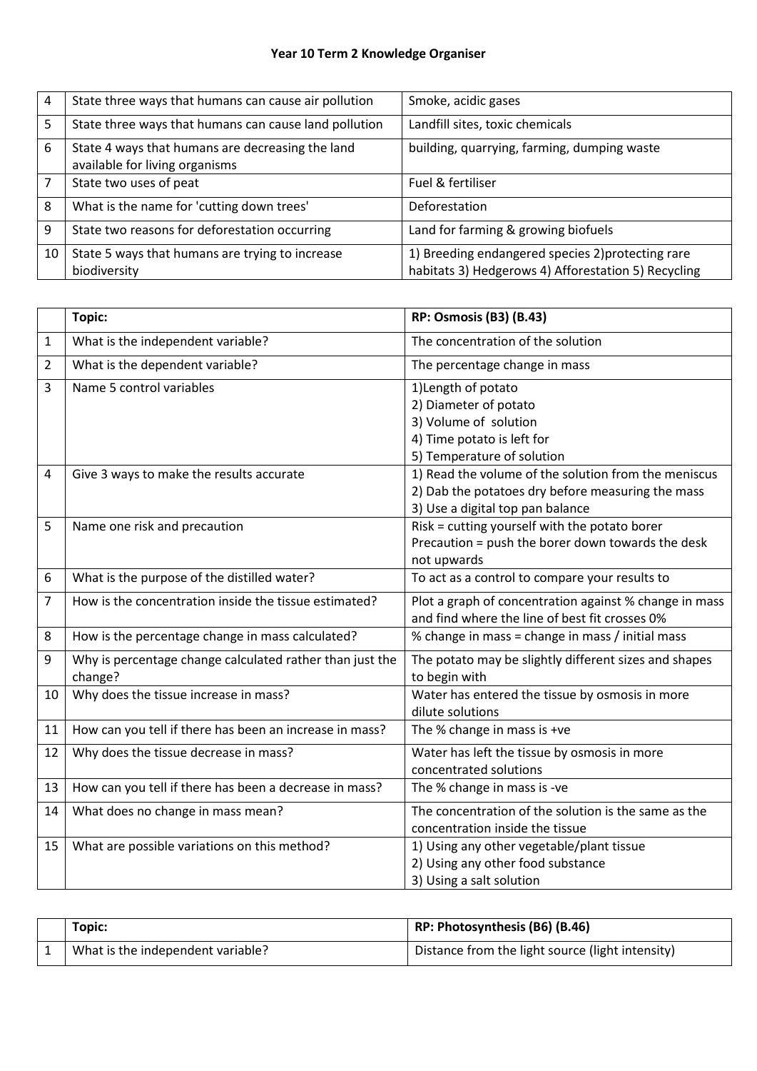# Year 10 Term 2 Knowledge Organiser

| | | |
|---|---|---|
| 4 | State three ways that humans can cause air pollution | Smoke, acidic gases |
| 5 | State three ways that humans can cause land pollution | Landfill sites, toxic chemicals |
| 6 | State 4 ways that humans are decreasing the land available for living organisms | building, quarrying, farming, dumping waste |
| 7 | State two uses of peat | Fuel & fertiliser |
| 8 | What is the name for 'cutting down trees' | Deforestation |
| 9 | State two reasons for deforestation occurring | Land for farming & growing biofuels |
| 10 | State 5 ways that humans are trying to increase biodiversity | 1) Breeding endangered species 2)protecting rare habitats 3) Hedgerows 4) Afforestation 5) Recycling |

| | **Topic:** | **RP: Osmosis (B3) (B.43)** |
|---|---|---|
| 1 | What is the independent variable? | The concentration of the solution |
| 2 | What is the dependent variable? | The percentage change in mass |
| 3 | Name 5 control variables | 1)Length of potato<br>2) Diameter of potato<br>3) Volume of solution<br>4) Time potato is left for<br>5) Temperature of solution |
| 4 | Give 3 ways to make the results accurate | 1) Read the volume of the solution from the meniscus<br>2) Dab the potatoes dry before measuring the mass<br>3) Use a digital top pan balance |
| 5 | Name one risk and precaution | Risk = cutting yourself with the potato borer<br>Precaution = push the borer down towards the desk not upwards |
| 6 | What is the purpose of the distilled water? | To act as a control to compare your results to |
| 7 | How is the concentration inside the tissue estimated? | Plot a graph of concentration against % change in mass and find where the line of best fit crosses 0% |
| 8 | How is the percentage change in mass calculated? | % change in mass = change in mass / initial mass |
| 9 | Why is percentage change calculated rather than just the change? | The potato may be slightly different sizes and shapes to begin with |
| 10 | Why does the tissue increase in mass? | Water has entered the tissue by osmosis in more dilute solutions |
| 11 | How can you tell if there has been an increase in mass? | The % change in mass is +ve |
| 12 | Why does the tissue decrease in mass? | Water has left the tissue by osmosis in more concentrated solutions |
| 13 | How can you tell if there has been a decrease in mass? | The % change in mass is -ve |
| 14 | What does no change in mass mean? | The concentration of the solution is the same as the concentration inside the tissue |
| 15 | What are possible variations on this method? | 1) Using any other vegetable/plant tissue<br>2) Using any other food substance<br>3) Using a salt solution |

| | **Topic:** | **RP: Photosynthesis (B6) (B.46)** |
|---|---|---|
| 1 | What is the independent variable? | Distance from the light source (light intensity) |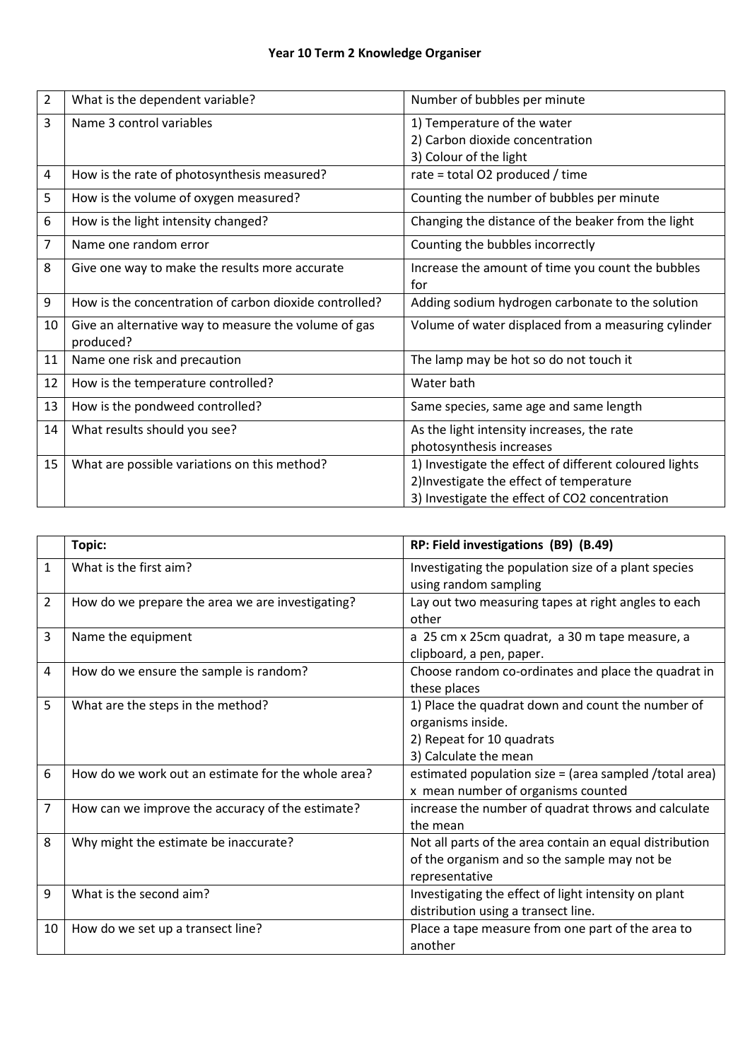**Year 10 Term 2 Knowledge Organiser**

| | | |
|---|---|---|
| 2 | What is the dependent variable? | Number of bubbles per minute |
| 3 | Name 3 control variables | 1) Temperature of the water<br>2) Carbon dioxide concentration<br>3) Colour of the light |
| 4 | How is the rate of photosynthesis measured? | rate = total O2 produced / time |
| 5 | How is the volume of oxygen measured? | Counting the number of bubbles per minute |
| 6 | How is the light intensity changed? | Changing the distance of the beaker from the light |
| 7 | Name one random error | Counting the bubbles incorrectly |
| 8 | Give one way to make the results more accurate | Increase the amount of time you count the bubbles for |
| 9 | How is the concentration of carbon dioxide controlled? | Adding sodium hydrogen carbonate to the solution |
| 10 | Give an alternative way to measure the volume of gas produced? | Volume of water displaced from a measuring cylinder |
| 11 | Name one risk and precaution | The lamp may be hot so do not touch it |
| 12 | How is the temperature controlled? | Water bath |
| 13 | How is the pondweed controlled? | Same species, same age and same length |
| 14 | What results should you see? | As the light intensity increases, the rate photosynthesis increases |
| 15 | What are possible variations on this method? | 1) Investigate the effect of different coloured lights<br>2)Investigate the effect of temperature<br>3) Investigate the effect of CO2 concentration |

| | Topic: | RP: Field investigations (B9) (B.49) |
|---|---|---|
| 1 | What is the first aim? | Investigating the population size of a plant species using random sampling |
| 2 | How do we prepare the area we are investigating? | Lay out two measuring tapes at right angles to each other |
| 3 | Name the equipment | a 25 cm x 25cm quadrat, a 30 m tape measure, a clipboard, a pen, paper. |
| 4 | How do we ensure the sample is random? | Choose random co-ordinates and place the quadrat in these places |
| 5 | What are the steps in the method? | 1) Place the quadrat down and count the number of organisms inside.<br>2) Repeat for 10 quadrats<br>3) Calculate the mean |
| 6 | How do we work out an estimate for the whole area? | estimated population size = (area sampled /total area) x mean number of organisms counted |
| 7 | How can we improve the accuracy of the estimate? | increase the number of quadrat throws and calculate the mean |
| 8 | Why might the estimate be inaccurate? | Not all parts of the area contain an equal distribution of the organism and so the sample may not be representative |
| 9 | What is the second aim? | Investigating the effect of light intensity on plant distribution using a transect line. |
| 10 | How do we set up a transect line? | Place a tape measure from one part of the area to another |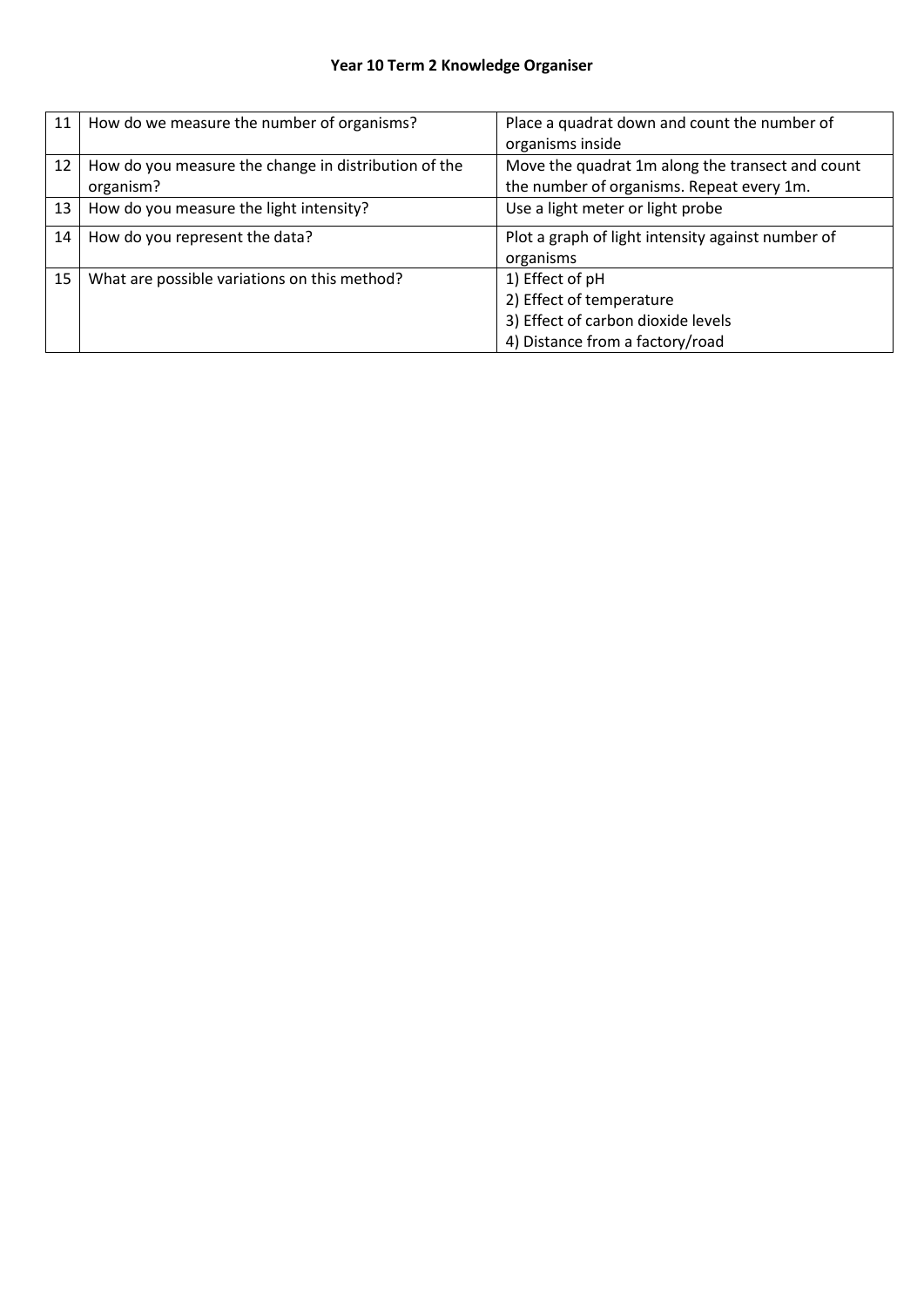**Year 10 Term 2 Knowledge Organiser**

| | | |
|---|---|---|
| 11 | How do we measure the number of organisms? | Place a quadrat down and count the number of organisms inside |
| 12 | How do you measure the change in distribution of the organism? | Move the quadrat 1m along the transect and count the number of organisms. Repeat every 1m. |
| 13 | How do you measure the light intensity? | Use a light meter or light probe |
| 14 | How do you represent the data? | Plot a graph of light intensity against number of organisms |
| 15 | What are possible variations on this method? | 1) Effect of pH<br>2) Effect of temperature<br>3) Effect of carbon dioxide levels<br>4) Distance from a factory/road |